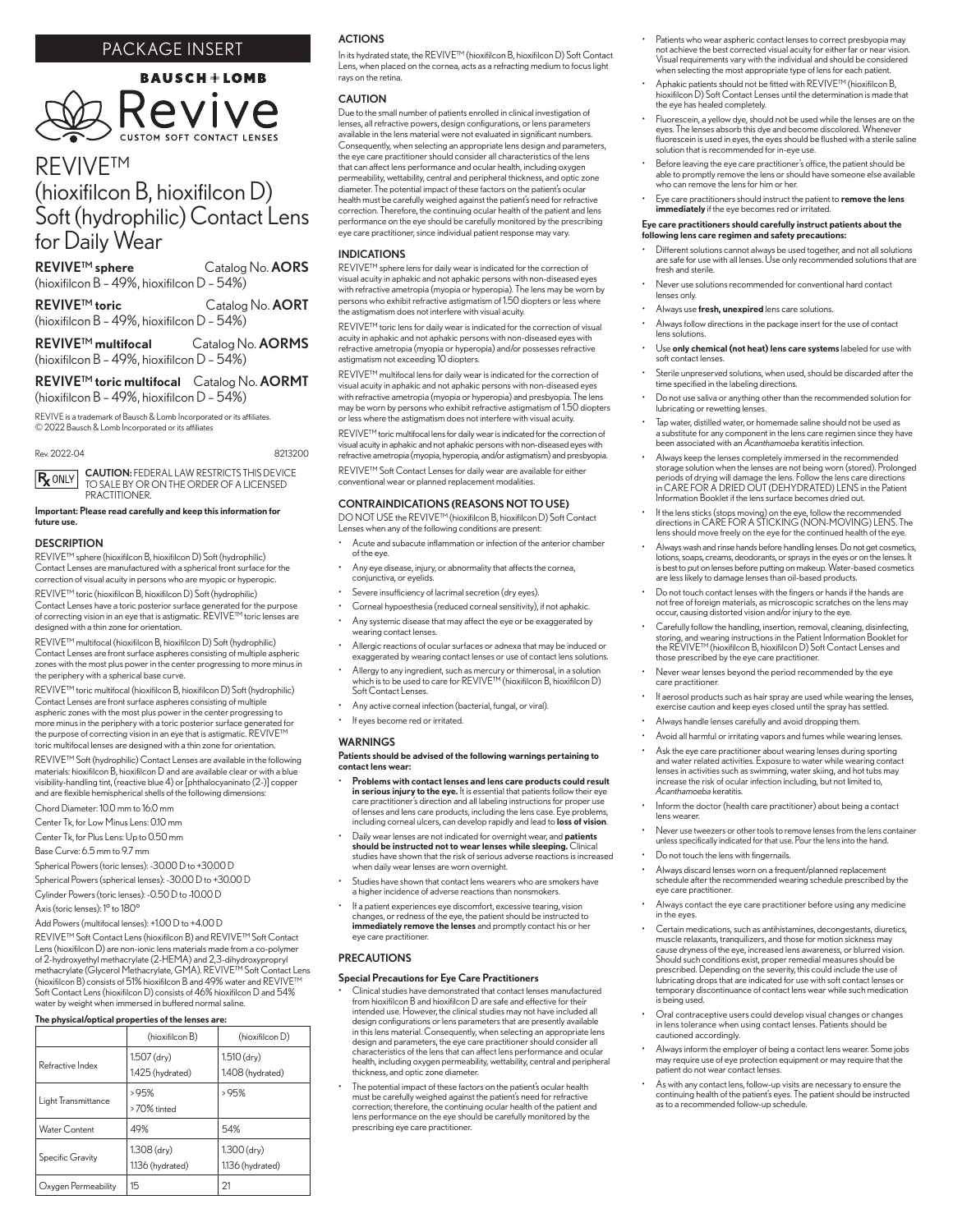PACKAGE INSERT

BAUSCH + LOMB

Revive

CUSTOM SOFT CONTACT LENSES

# REVIVE™ (hioxifilcon B, hioxifilcon D) Soft (hydrophilic) Contact Lens for Daily Wear

**REVIVE™ sphere** Catalog No. **AORS**
(hioxifilcon B – 49%, hioxifilcon D – 54%)

**REVIVE™ toric** Catalog No. **AORT**
(hioxifilcon B – 49%, hioxifilcon D – 54%)

**REVIVE™ multifocal** Catalog No. **AORMS**
(hioxifilcon B – 49%, hioxifilcon D – 54%)

**REVIVE™ toric multifocal** Catalog No. **AORMT**
(hioxifilcon B – 49%, hioxifilcon D – 54%)

REVIVE is a trademark of Bausch & Lomb Incorporated or its affiliates.
© 2022 Bausch & Lomb Incorporated or its affiliates

Rev. 2022-04 8213200

Rx ONLY **CAUTION:** FEDERAL LAW RESTRICTS THIS DEVICE TO SALE BY OR ON THE ORDER OF A LICENSED PRACTITIONER.

**Important: Please read carefully and keep this information for future use.**

## DESCRIPTION

REVIVE™ sphere (hioxifilcon B, hioxifilcon D) Soft (hydrophilic) Contact Lenses are manufactured with a spherical front surface for the correction of visual acuity in persons who are myopic or hyperopic.

REVIVE™ toric (hioxifilcon B, hioxifilcon D) Soft (hydrophilic) Contact Lenses have a toric posterior surface generated for the purpose of correcting vision in an eye that is astigmatic. REVIVE™ toric lenses are designed with a thin zone for orientation.

REVIVE™ multifocal (hioxifilcon B, hioxifilcon D) Soft (hydrophilic) Contact Lenses are front surface aspheres consisting of multiple aspheric zones with the most plus power in the center progressing to more minus in the periphery with a spherical base curve.

REVIVE™ toric multifocal (hioxifilcon B, hioxifilcon D) Soft (hydrophilic) Contact Lenses are front surface aspheres consisting of multiple aspheric zones with the most plus power in the center progressing to more minus in the periphery with a toric posterior surface generated for the purpose of correcting vision in an eye that is astigmatic. REVIVE™ toric multifocal lenses are designed with a thin zone for orientation.

REVIVE™ Soft (hydrophilic) Contact Lenses are available in the following materials: hioxifilcon B, hioxifilcon D and are available clear or with a blue visibility-handling tint, (reactive blue 4) or [phthalocyaninato (2-)] copper and are flexible hemispherical shells of the following dimensions:

Chord Diameter: 10.0 mm to 16.0 mm

Center Tk, for Low Minus Lens: 0.10 mm

Center Tk, for Plus Lens: Up to 0.50 mm

Base Curve: 6.5 mm to 9.7 mm

Spherical Powers (toric lenses): -30.00 D to +30.00 D

Spherical Powers (spherical lenses): -30.00 D to +30.00 D

Cylinder Powers (toric lenses): -0.50 D to -10.00 D

Axis (toric lenses): 1° to 180°

Add Powers (multifocal lenses): +1.00 D to +4.00 D

REVIVE™ Soft Contact Lens (hioxifilcon B) and REVIVE™ Soft Contact Lens (hioxifilcon D) are non-ionic lens materials made from a co-polymer of 2-hydroxyethyl methacrylate (2-HEMA) and 2,3-dihydroxypropryl methacrylate (Glycerol Methacrylate, GMA). REVIVE™ Soft Contact Lens (hioxifilcon B) consists of 51% hioxifilcon B and 49% water and REVIVE™ Soft Contact Lens (hioxifilcon D) consists of 46% hioxifilcon D and 54% water by weight when immersed in buffered normal saline.

**The physical/optical properties of the lenses are:**

| | (hioxifilcon B) | (hioxifilcon D) |
|---|---|---|
| Refractive Index | 1.507 (dry)<br>1.425 (hydrated) | 1.510 (dry)<br>1.408 (hydrated) |
| Light Transmittance | >95%<br>>70% tinted | >95% |
| Water Content | 49% | 54% |
| Specific Gravity | 1.308 (dry)<br>1.136 (hydrated) | 1.300 (dry)<br>1.136 (hydrated) |
| Oxygen Permeability | 15 | 21 |

## ACTIONS

In its hydrated state, the REVIVE™ (hioxifilcon B, hioxifilcon D) Soft Contact Lens, when placed on the cornea, acts as a refracting medium to focus light rays on the retina.

## CAUTION

Due to the small number of patients enrolled in clinical investigation of lenses, all refractive powers, design configurations, or lens parameters available in the lens material were not evaluated in significant numbers. Consequently, when selecting an appropriate lens design and parameters, the eye care practitioner should consider all characteristics of the lens that can affect lens performance and ocular health, including oxygen permeability, wettability, central and peripheral thickness, and optic zone diameter. The potential impact of these factors on the patient's ocular health must be carefully weighed against the patient's need for refractive correction. Therefore, the continuing ocular health of the patient and lens performance on the eye should be carefully monitored by the prescribing eye care practitioner, since individual patient response may vary.

## INDICATIONS

REVIVE™ sphere lens for daily wear is indicated for the correction of visual acuity in aphakic and not aphakic persons with non-diseased eyes with refractive ametropia (myopia or hyperopia). The lens may be worn by persons who exhibit refractive astigmatism of 1.50 diopters or less where the astigmatism does not interfere with visual acuity.

REVIVE™ toric lens for daily wear is indicated for the correction of visual acuity in aphakic and not aphakic persons with non-diseased eyes with refractive ametropia (myopia or hyperopia) and/or possesses refractive astigmatism not exceeding 10 diopters.

REVIVE™ multifocal lens for daily wear is indicated for the correction of visual acuity in aphakic and not aphakic persons with non-diseased eyes with refractive ametropia (myopia or hyperopia) and presbyopia. The lens may be worn by persons who exhibit refractive astigmatism of 1.50 diopters or less where the astigmatism does not interfere with visual acuity.

REVIVE™ toric multifocal lens for daily wear is indicated for the correction of visual acuity in aphakic and not aphakic persons with non-diseased eyes with refractive ametropia (myopia, hyperopia, and/or astigmatism) and presbyopia.

REVIVE™ Soft Contact Lenses for daily wear are available for either conventional wear or planned replacement modalities.

## CONTRAINDICATIONS (REASONS NOT TO USE)

DO NOT USE the REVIVE™ (hioxifilcon B, hioxifilcon D) Soft Contact Lenses when any of the following conditions are present:

- Acute and subacute inflammation or infection of the anterior chamber of the eye.
- Any eye disease, injury, or abnormality that affects the cornea, conjunctiva, or eyelids.
- Severe insufficiency of lacrimal secretion (dry eyes).
- Corneal hypoesthesia (reduced corneal sensitivity), if not aphakic.
- Any systemic disease that may affect the eye or be exaggerated by wearing contact lenses.
- Allergic reactions of ocular surfaces or adnexa that may be induced or exaggerated by wearing contact lenses or use of contact lens solutions.
- Allergy to any ingredient, such as mercury or thimerosal, in a solution which is to be used to care for REVIVE™ (hioxifilcon B, hioxifilcon D) Soft Contact Lenses.
- Any active corneal infection (bacterial, fungal, or viral).
- If eyes become red or irritated.

## WARNINGS

**Patients should be advised of the following warnings pertaining to contact lens wear:**

- **Problems with contact lenses and lens care products could result in serious injury to the eye.** It is essential that patients follow their eye care practitioner's direction and all labeling instructions for proper use of lenses and lens care products, including the lens case. Eye problems, including corneal ulcers, can develop rapidly and lead to **loss of vision**.
- Daily wear lenses are not indicated for overnight wear, and **patients should be instructed not to wear lenses while sleeping.** Clinical studies have shown that the risk of serious adverse reactions is increased when daily wear lenses are worn overnight.
- Studies have shown that contact lens wearers who are smokers have a higher incidence of adverse reactions than nonsmokers.
- If a patient experiences eye discomfort, excessive tearing, vision changes, or redness of the eye, the patient should be instructed to **immediately remove the lenses** and promptly contact his or her eye care practitioner.

## PRECAUTIONS

### Special Precautions for Eye Care Practitioners

- Clinical studies have demonstrated that contact lenses manufactured from hioxifilcon B and hioxifilcon D are safe and effective for their intended use. However, the clinical studies may not have included all design configurations or lens parameters that are presently available in this lens material. Consequently, when selecting an appropriate lens design and parameters, the eye care practitioner should consider all characteristics of the lens that can affect lens performance and ocular health, including oxygen permeability, wettability, central and peripheral thickness, and optic zone diameter.
- The potential impact of these factors on the patient's ocular health must be carefully weighed against the patient's need for refractive correction; therefore, the continuing ocular health of the patient and lens performance on the eye should be carefully monitored by the prescribing eye care practitioner.
- Patients who wear aspheric contact lenses to correct presbyopia may not achieve the best corrected visual acuity for either far or near vision. Visual requirements vary with the individual and should be considered when selecting the most appropriate type of lens for each patient.
- Aphakic patients should not be fitted with REVIVE™ (hioxifilcon B, hioxifilcon D) Soft Contact Lenses until the determination is made that the eye has healed completely.
- Fluorescein, a yellow dye, should not be used while the lenses are on the eyes. The lenses absorb this dye and become discolored. Whenever fluorescein is used in eyes, the eyes should be flushed with a sterile saline solution that is recommended for in-eye use.
- Before leaving the eye care practitioner's office, the patient should be able to promptly remove the lens or should have someone else available who can remove the lens for him or her.
- Eye care practitioners should instruct the patient to **remove the lens immediately** if the eye becomes red or irritated.

**Eye care practitioners should carefully instruct patients about the following lens care regimen and safety precautions:**

- Different solutions cannot always be used together, and not all solutions are safe for use with all lenses. Use only recommended solutions that are fresh and sterile.
- Never use solutions recommended for conventional hard contact lenses only.
- Always use **fresh, unexpired** lens care solutions.
- Always follow directions in the package insert for the use of contact lens solutions.
- Use **only chemical (not heat) lens care systems** labeled for use with soft contact lenses.
- Sterile unpreserved solutions, when used, should be discarded after the time specified in the labeling directions.
- Do not use saliva or anything other than the recommended solution for lubricating or rewetting lenses.
- Tap water, distilled water, or homemade saline should not be used as a substitute for any component in the lens care regimen since they have been associated with an *Acanthamoeba* keratitis infection.
- Always keep the lenses completely immersed in the recommended storage solution when the lenses are not being worn (stored). Prolonged periods of drying will damage the lens. Follow the lens care directions in CARE FOR A DRIED OUT (DEHYDRATED) LENS in the Patient Information Booklet if the lens surface becomes dried out.
- If the lens sticks (stops moving) on the eye, follow the recommended directions in CARE FOR A STICKING (NON-MOVING) LENS. The lens should move freely on the eye for the continued health of the eye.
- Always wash and rinse hands before handling lenses. Do not get cosmetics, lotions, soaps, creams, deodorants, or sprays in the eyes or on the lenses. It is best to put on lenses before putting on makeup. Water-based cosmetics are less likely to damage lenses than oil-based products.
- Do not touch contact lenses with the fingers or hands if the hands are not free of foreign materials, as microscopic scratches on the lens may occur, causing distorted vision and/or injury to the eye.
- Carefully follow the handling, insertion, removal, cleaning, disinfecting, storing, and wearing instructions in the Patient Information Booklet for the REVIVE™ (hioxifilcon B, hioxifilcon D) Soft Contact Lenses and those prescribed by the eye care practitioner.
- Never wear lenses beyond the period recommended by the eye care practitioner.
- If aerosol products such as hair spray are used while wearing the lenses, exercise caution and keep eyes closed until the spray has settled.
- Always handle lenses carefully and avoid dropping them.
- Avoid all harmful or irritating vapors and fumes while wearing lenses.
- Ask the eye care practitioner about wearing lenses during sporting and water related activities. Exposure to water while wearing contact lenses in activities such as swimming, water skiing, and hot tubs may increase the risk of ocular infection including, but not limited to, *Acanthamoeba* keratitis.
- Inform the doctor (health care practitioner) about being a contact lens wearer.
- Never use tweezers or other tools to remove lenses from the lens container unless specifically indicated for that use. Pour the lens into the hand.
- Do not touch the lens with fingernails.
- Always discard lenses worn on a frequent/planned replacement schedule after the recommended wearing schedule prescribed by the eye care practitioner.
- Always contact the eye care practitioner before using any medicine in the eyes.
- Certain medications, such as antihistamines, decongestants, diuretics, muscle relaxants, tranquilizers, and those for motion sickness may cause dryness of the eye, increased lens awareness, or blurred vision. Should such conditions exist, proper remedial measures should be prescribed. Depending on the severity, this could include the use of lubricating drops that are indicated for use with soft contact lenses or temporary discontinuance of contact lens wear while such medication is being used.
- Oral contraceptive users could develop visual changes or changes in lens tolerance when using contact lenses. Patients should be cautioned accordingly.
- Always inform the employer of being a contact lens wearer. Some jobs may require use of eye protection equipment or may require that the patient do not wear contact lenses.
- As with any contact lens, follow-up visits are necessary to ensure the continuing health of the patient's eyes. The patient should be instructed as to a recommended follow-up schedule.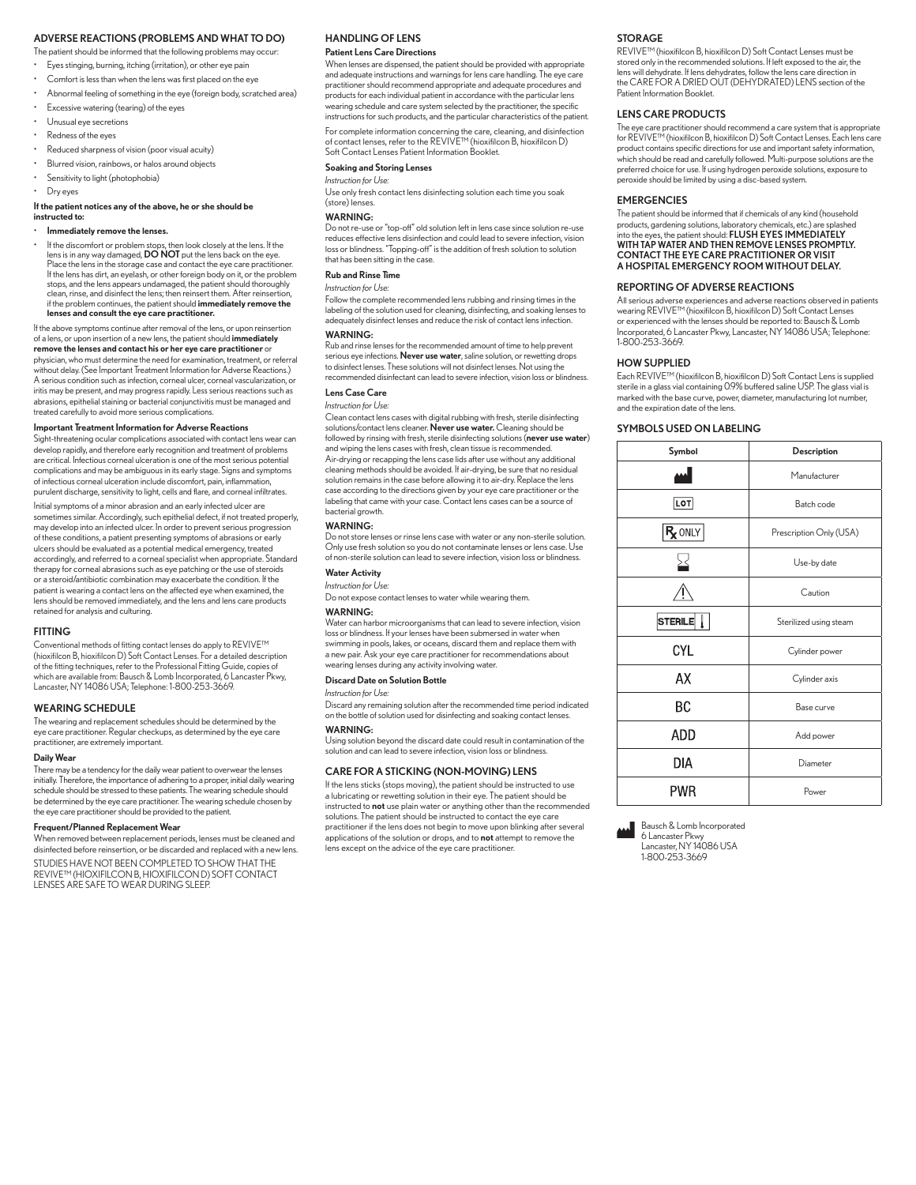## ADVERSE REACTIONS (PROBLEMS AND WHAT TO DO)

The patient should be informed that the following problems may occur:

- Eyes stinging, burning, itching (irritation), or other eye pain
- Comfort is less than when the lens was first placed on the eye
- Abnormal feeling of something in the eye (foreign body, scratched area)
- Excessive watering (tearing) of the eyes
- Unusual eye secretions
- Redness of the eyes
- Reduced sharpness of vision (poor visual acuity)
- Blurred vision, rainbows, or halos around objects
- Sensitivity to light (photophobia)
- Dry eyes

**If the patient notices any of the above, he or she should be instructed to:**

- **Immediately remove the lenses.**
- If the discomfort or problem stops, then look closely at the lens. If the lens is in any way damaged, **DO NOT** put the lens back on the eye. Place the lens in the storage case and contact the eye care practitioner. If the lens has dirt, an eyelash, or other foreign body on it, or the problem stops, and the lens appears undamaged, the patient should thoroughly clean, rinse, and disinfect the lens; then reinsert them. After reinsertion, if the problem continues, the patient should **immediately remove the lenses and consult the eye care practitioner.**

If the above symptoms continue after removal of the lens, or upon reinsertion of a lens, or upon insertion of a new lens, the patient should **immediately remove the lenses and contact his or her eye care practitioner** or physician, who must determine the need for examination, treatment, or referral without delay. (See Important Treatment Information for Adverse Reactions.) A serious condition such as infection, corneal ulcer, corneal vascularization, or iritis may be present, and may progress rapidly. Less serious reactions such as abrasions, epithelial staining or bacterial conjunctivitis must be managed and treated carefully to avoid more serious complications.

### Important Treatment Information for Adverse Reactions

Sight-threatening ocular complications associated with contact lens wear can develop rapidly, and therefore early recognition and treatment of problems are critical. Infectious corneal ulceration is one of the most serious potential complications and may be ambiguous in its early stage. Signs and symptoms of infectious corneal ulceration include discomfort, pain, inflammation, purulent discharge, sensitivity to light, cells and flare, and corneal infiltrates.

Initial symptoms of a minor abrasion and an early infected ulcer are sometimes similar. Accordingly, such epithelial defect, if not treated properly, may develop into an infected ulcer. In order to prevent serious progression of these conditions, a patient presenting symptoms of abrasions or early ulcers should be evaluated as a potential medical emergency, treated accordingly, and referred to a corneal specialist when appropriate. Standard therapy for corneal abrasions such as eye patching or the use of steroids or a steroid/antibiotic combination may exacerbate the condition. If the patient is wearing a contact lens on the affected eye when examined, the lens should be removed immediately, and the lens and lens care products retained for analysis and culturing.

## FITTING

Conventional methods of fitting contact lenses do apply to REVIVE™ (hioxifilcon B, hioxifilcon D) Soft Contact Lenses. For a detailed description of the fitting techniques, refer to the Professional Fitting Guide, copies of which are available from: Bausch & Lomb Incorporated, 6 Lancaster Pkwy, Lancaster, NY 14086 USA; Telephone: 1-800-253-3669.

## WEARING SCHEDULE

The wearing and replacement schedules should be determined by the eye care practitioner. Regular checkups, as determined by the eye care practitioner, are extremely important.

### Daily Wear

There may be a tendency for the daily wear patient to overwear the lenses initially. Therefore, the importance of adhering to a proper, initial daily wearing schedule should be stressed to these patients. The wearing schedule should be determined by the eye care practitioner. The wearing schedule chosen by the eye care practitioner should be provided to the patient.

### Frequent/Planned Replacement Wear

When removed between replacement periods, lenses must be cleaned and disinfected before reinsertion, or be discarded and replaced with a new lens.

STUDIES HAVE NOT BEEN COMPLETED TO SHOW THAT THE REVIVE™ (HIOXIFILCON B, HIOXIFILCON D) SOFT CONTACT LENSES ARE SAFE TO WEAR DURING SLEEP.

## HANDLING OF LENS

### Patient Lens Care Directions

When lenses are dispensed, the patient should be provided with appropriate and adequate instructions and warnings for lens care handling. The eye care practitioner should recommend appropriate and adequate procedures and products for each individual patient in accordance with the particular lens wearing schedule and care system selected by the practitioner, the specific instructions for such products, and the particular characteristics of the patient.

For complete information concerning the care, cleaning, and disinfection of contact lenses, refer to the REVIVE™ (hioxifilcon B, hioxifilcon D) Soft Contact Lenses Patient Information Booklet.

### Soaking and Storing Lenses

*Instruction for Use:*

Use only fresh contact lens disinfecting solution each time you soak (store) lenses.

**WARNING:**

Do not re-use or "top-off" old solution left in lens case since solution re-use reduces effective lens disinfection and could lead to severe infection, vision loss or blindness. "Topping-off" is the addition of fresh solution to solution that has been sitting in the case.

### Rub and Rinse Time

*Instruction for Use:*

Follow the complete recommended lens rubbing and rinsing times in the labeling of the solution used for cleaning, disinfecting, and soaking lenses to adequately disinfect lenses and reduce the risk of contact lens infection.

**WARNING:**

Rub and rinse lenses for the recommended amount of time to help prevent serious eye infections. **Never use water**, saline solution, or rewetting drops to disinfect lenses. These solutions will not disinfect lenses. Not using the recommended disinfectant can lead to severe infection, vision loss or blindness.

### Lens Case Care

*Instruction for Use:*

Clean contact lens cases with digital rubbing with fresh, sterile disinfecting solutions/contact lens cleaner. **Never use water.** Cleaning should be followed by rinsing with fresh, sterile disinfecting solutions (**never use water**) and wiping the lens cases with fresh, clean tissue is recommended. Air-drying or recapping the lens case lids after use without any additional cleaning methods should be avoided. If air-drying, be sure that no residual solution remains in the case before allowing it to air-dry. Replace the lens case according to the directions given by your eye care practitioner or the labeling that came with your case. Contact lens cases can be a source of bacterial growth.

**WARNING:**

Do not store lenses or rinse lens case with water or any non-sterile solution. Only use fresh solution so you do not contaminate lenses or lens case. Use of non-sterile solution can lead to severe infection, vision loss or blindness.

### Water Activity

*Instruction for Use:*

Do not expose contact lenses to water while wearing them.

**WARNING:**

Water can harbor microorganisms that can lead to severe infection, vision loss or blindness. If your lenses have been submersed in water when swimming in pools, lakes, or oceans, discard them and replace them with a new pair. Ask your eye care practitioner for recommendations about wearing lenses during any activity involving water.

### Discard Date on Solution Bottle

*Instruction for Use:*

Discard any remaining solution after the recommended time period indicated on the bottle of solution used for disinfecting and soaking contact lenses.

**WARNING:**

Using solution beyond the discard date could result in contamination of the solution and can lead to severe infection, vision loss or blindness.

## CARE FOR A STICKING (NON-MOVING) LENS

If the lens sticks (stops moving), the patient should be instructed to use a lubricating or rewetting solution in their eye. The patient should be instructed to **not** use plain water or anything other than the recommended solutions. The patient should be instructed to contact the eye care practitioner if the lens does not begin to move upon blinking after several applications of the solution or drops, and to **not** attempt to remove the lens except on the advice of the eye care practitioner.

## STORAGE

REVIVE™ (hioxifilcon B, hioxifilcon D) Soft Contact Lenses must be stored only in the recommended solutions. If left exposed to the air, the lens will dehydrate. If lens dehydrates, follow the lens care direction in the CARE FOR A DRIED OUT (DEHYDRATED) LENS section of the Patient Information Booklet.

## LENS CARE PRODUCTS

The eye care practitioner should recommend a care system that is appropriate for REVIVE™ (hioxifilcon B, hioxifilcon D) Soft Contact Lenses. Each lens care product contains specific directions for use and important safety information, which should be read and carefully followed. Multi-purpose solutions are the preferred choice for use. If using hydrogen peroxide solutions, exposure to peroxide should be limited by using a disc-based system.

## EMERGENCIES

The patient should be informed that if chemicals of any kind (household products, gardening solutions, laboratory chemicals, etc.) are splashed into the eyes, the patient should: **FLUSH EYES IMMEDIATELY WITH TAP WATER AND THEN REMOVE LENSES PROMPTLY. CONTACT THE EYE CARE PRACTITIONER OR VISIT A HOSPITAL EMERGENCY ROOM WITHOUT DELAY.**

## REPORTING OF ADVERSE REACTIONS

All serious adverse experiences and adverse reactions observed in patients wearing REVIVE™ (hioxifilcon B, hioxifilcon D) Soft Contact Lenses or experienced with the lenses should be reported to: Bausch & Lomb Incorporated, 6 Lancaster Pkwy, Lancaster, NY 14086 USA; Telephone: 1-800-253-3669.

## HOW SUPPLIED

Each REVIVE™ (hioxifilcon B, hioxifilcon D) Soft Contact Lens is supplied sterile in a glass vial containing 0.9% buffered saline USP. The glass vial is marked with the base curve, power, diameter, manufacturing lot number, and the expiration date of the lens.

## SYMBOLS USED ON LABELING

| Symbol | Description |
| --- | --- |
| (manufacturer symbol) | Manufacturer |
| LOT | Batch code |
| Rx ONLY | Prescription Only (USA) |
| (hourglass symbol) | Use-by date |
| (caution symbol) | Caution |
| STERILE | Sterilized using steam |
| CYL | Cylinder power |
| AX | Cylinder axis |
| BC | Base curve |
| ADD | Add power |
| DIA | Diameter |
| PWR | Power |

Bausch & Lomb Incorporated
6 Lancaster Pkwy
Lancaster, NY 14086 USA
1-800-253-3669